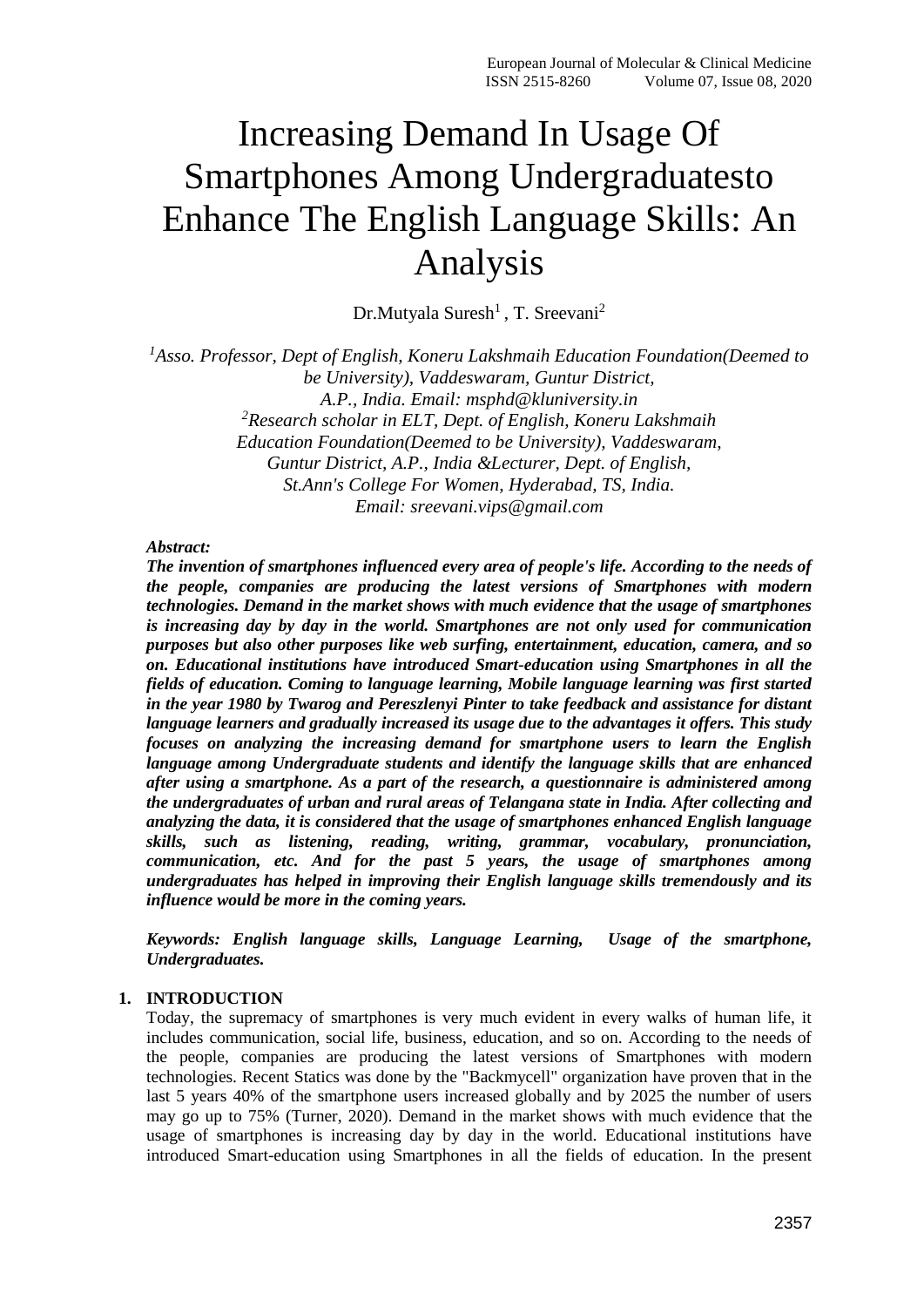# Increasing Demand In Usage Of Smartphones Among Undergraduatesto Enhance The English Language Skills: An Analysis

Dr.Mutyala Suresh[1] , T. Sreevani[2]

*[1]Asso. Professor, Dept of English, Koneru Lakshmaih Education Foundation(Deemed to be University), Vaddeswaram, Guntur District, A.P., India. Email: msphd@kluniversity.in*
*[2]Research scholar in ELT, Dept. of English, Koneru Lakshmaih Education Foundation(Deemed to be University), Vaddeswaram, Guntur District, A.P., India &Lecturer, Dept. of English, St.Ann's College For Women, Hyderabad, TS, India. Email: sreevani.vips@gmail.com*

***Abstract:***
***The invention of smartphones influenced every area of people's life. According to the needs of the people, companies are producing the latest versions of Smartphones with modern technologies. Demand in the market shows with much evidence that the usage of smartphones is increasing day by day in the world. Smartphones are not only used for communication purposes but also other purposes like web surfing, entertainment, education, camera, and so on. Educational institutions have introduced Smart-education using Smartphones in all the fields of education. Coming to language learning, Mobile language learning was first started in the year 1980 by Twarog and Pereszlenyi Pinter to take feedback and assistance for distant language learners and gradually increased its usage due to the advantages it offers. This study focuses on analyzing the increasing demand for smartphone users to learn the English language among Undergraduate students and identify the language skills that are enhanced after using a smartphone. As a part of the research, a questionnaire is administered among the undergraduates of urban and rural areas of Telangana state in India. After collecting and analyzing the data, it is considered that the usage of smartphones enhanced English language skills, such as listening, reading, writing, grammar, vocabulary, pronunciation, communication, etc. And for the past 5 years, the usage of smartphones among undergraduates has helped in improving their English language skills tremendously and its influence would be more in the coming years.***

***Keywords: English language skills, Language Learning, Usage of the smartphone, Undergraduates.***

## 1. INTRODUCTION

Today, the supremacy of smartphones is very much evident in every walks of human life, it includes communication, social life, business, education, and so on. According to the needs of the people, companies are producing the latest versions of Smartphones with modern technologies. Recent Statics was done by the "Backmycell" organization have proven that in the last 5 years 40% of the smartphone users increased globally and by 2025 the number of users may go up to 75% (Turner, 2020). Demand in the market shows with much evidence that the usage of smartphones is increasing day by day in the world. Educational institutions have introduced Smart-education using Smartphones in all the fields of education. In the present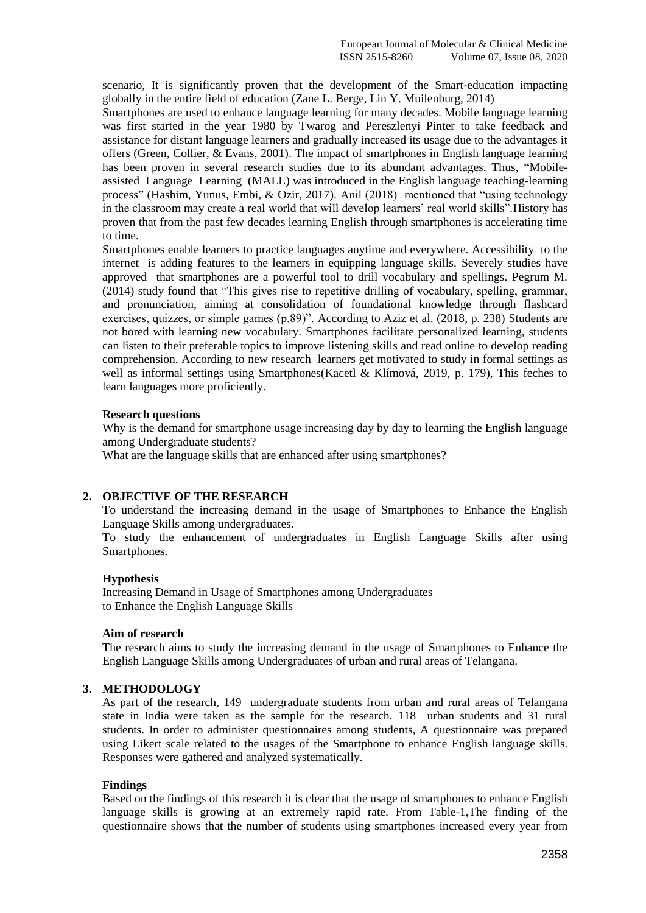scenario, It is significantly proven that the development of the Smart-education impacting globally in the entire field of education (Zane L. Berge, Lin Y. Muilenburg, 2014)

Smartphones are used to enhance language learning for many decades. Mobile language learning was first started in the year 1980 by Twarog and Pereszlenyi Pinter to take feedback and assistance for distant language learners and gradually increased its usage due to the advantages it offers (Green, Collier, & Evans, 2001). The impact of smartphones in English language learning has been proven in several research studies due to its abundant advantages. Thus, "Mobile-assisted Language Learning (MALL) was introduced in the English language teaching-learning process" (Hashim, Yunus, Embi, & Ozir, 2017). Anil (2018) mentioned that "using technology in the classroom may create a real world that will develop learners' real world skills".History has proven that from the past few decades learning English through smartphones is accelerating time to time.

Smartphones enable learners to practice languages anytime and everywhere. Accessibility to the internet is adding features to the learners in equipping language skills. Severely studies have approved that smartphones are a powerful tool to drill vocabulary and spellings. Pegrum M. (2014) study found that "This gives rise to repetitive drilling of vocabulary, spelling, grammar, and pronunciation, aiming at consolidation of foundational knowledge through flashcard exercises, quizzes, or simple games (p.89)". According to Aziz et al. (2018, p. 238) Students are not bored with learning new vocabulary. Smartphones facilitate personalized learning, students can listen to their preferable topics to improve listening skills and read online to develop reading comprehension. According to new research learners get motivated to study in formal settings as well as informal settings using Smartphones(Kacetl & Klímová, 2019, p. 179), This feches to learn languages more proficiently.

### Research questions

Why is the demand for smartphone usage increasing day by day to learning the English language among Undergraduate students?

What are the language skills that are enhanced after using smartphones?

## 2. OBJECTIVE OF THE RESEARCH

To understand the increasing demand in the usage of Smartphones to Enhance the English Language Skills among undergraduates.

To study the enhancement of undergraduates in English Language Skills after using Smartphones.

### Hypothesis

Increasing Demand in Usage of Smartphones among Undergraduates to Enhance the English Language Skills

### Aim of research

The research aims to study the increasing demand in the usage of Smartphones to Enhance the English Language Skills among Undergraduates of urban and rural areas of Telangana.

## 3. METHODOLOGY

As part of the research, 149 undergraduate students from urban and rural areas of Telangana state in India were taken as the sample for the research. 118 urban students and 31 rural students. In order to administer questionnaires among students, A questionnaire was prepared using Likert scale related to the usages of the Smartphone to enhance English language skills. Responses were gathered and analyzed systematically.

### Findings

Based on the findings of this research it is clear that the usage of smartphones to enhance English language skills is growing at an extremely rapid rate. From Table-1,The finding of the questionnaire shows that the number of students using smartphones increased every year from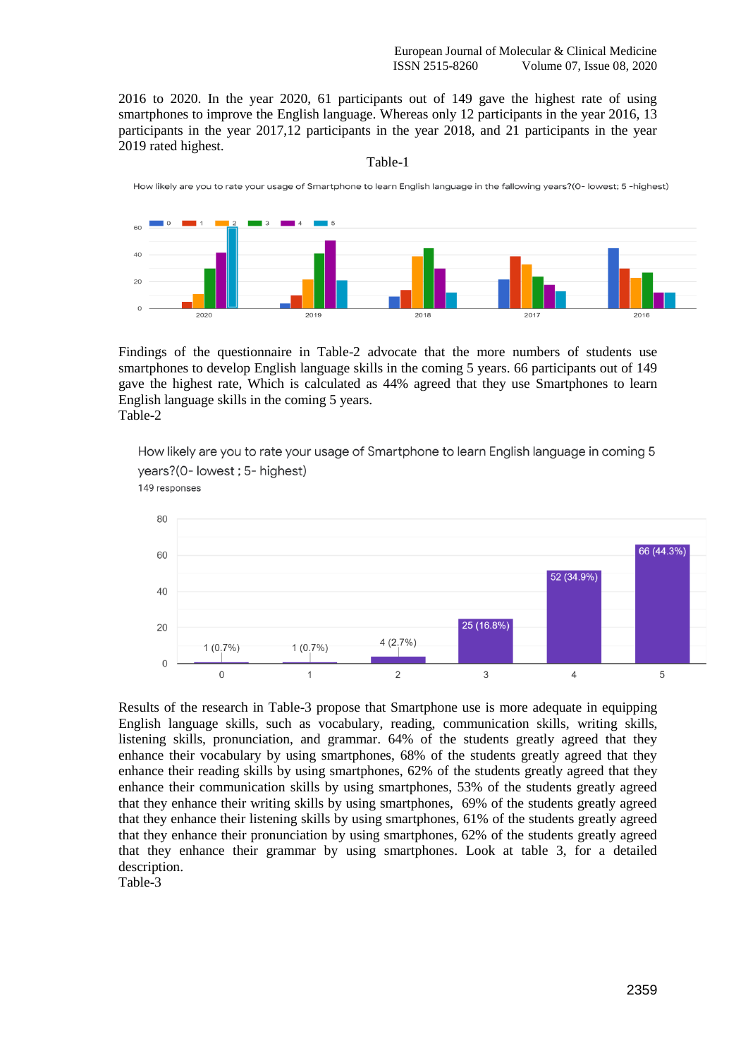2016 to 2020. In the year 2020, 61 participants out of 149 gave the highest rate of using smartphones to improve the English language. Whereas only 12 participants in the year 2016, 13 participants in the year 2017,12 participants in the year 2018, and 21 participants in the year 2019 rated highest.

Table-1

How likely are you to rate your usage of Smartphone to learn English language in the fallowing years?(0- lowest; 5 -highest)

Findings of the questionnaire in Table-2 advocate that the more numbers of students use smartphones to develop English language skills in the coming 5 years. 66 participants out of 149 gave the highest rate, Which is calculated as 44% agreed that they use Smartphones to learn English language skills in the coming 5 years.

Table-2

How likely are you to rate your usage of Smartphone to learn English language in coming 5 years?(0- lowest ; 5- highest)

149 responses

| Rating | Responses |
|---|---|
| 0 | 1 (0.7%) |
| 1 | 1 (0.7%) |
| 2 | 4 (2.7%) |
| 3 | 25 (16.8%) |
| 4 | 52 (34.9%) |
| 5 | 66 (44.3%) |

Results of the research in Table-3 propose that Smartphone use is more adequate in equipping English language skills, such as vocabulary, reading, communication skills, writing skills, listening skills, pronunciation, and grammar. 64% of the students greatly agreed that they enhance their vocabulary by using smartphones, 68% of the students greatly agreed that they enhance their reading skills by using smartphones, 62% of the students greatly agreed that they enhance their communication skills by using smartphones, 53% of the students greatly agreed that they enhance their writing skills by using smartphones, 69% of the students greatly agreed that they enhance their listening skills by using smartphones, 61% of the students greatly agreed that they enhance their pronunciation by using smartphones, 62% of the students greatly agreed that they enhance their grammar by using smartphones. Look at table 3, for a detailed description.

Table-3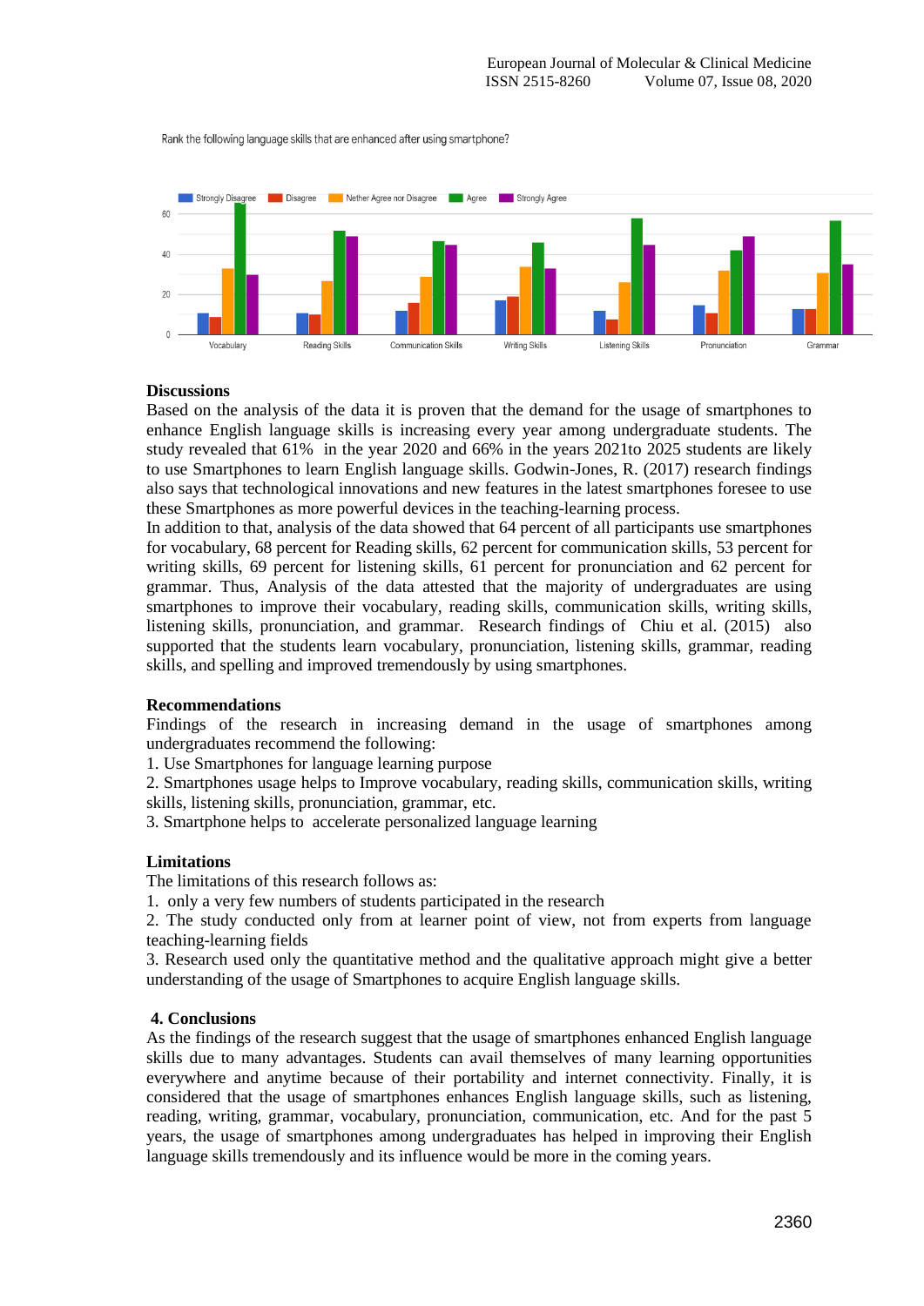Rank the following language skills that are enhanced after using smartphone?

## Discussions

Based on the analysis of the data it is proven that the demand for the usage of smartphones to enhance English language skills is increasing every year among undergraduate students. The study revealed that 61% in the year 2020 and 66% in the years 2021to 2025 students are likely to use Smartphones to learn English language skills. Godwin-Jones, R. (2017) research findings also says that technological innovations and new features in the latest smartphones foresee to use these Smartphones as more powerful devices in the teaching-learning process.

In addition to that, analysis of the data showed that 64 percent of all participants use smartphones for vocabulary, 68 percent for Reading skills, 62 percent for communication skills, 53 percent for writing skills, 69 percent for listening skills, 61 percent for pronunciation and 62 percent for grammar. Thus, Analysis of the data attested that the majority of undergraduates are using smartphones to improve their vocabulary, reading skills, communication skills, writing skills, listening skills, pronunciation, and grammar. Research findings of Chiu et al. (2015) also supported that the students learn vocabulary, pronunciation, listening skills, grammar, reading skills, and spelling and improved tremendously by using smartphones.

## Recommendations

Findings of the research in increasing demand in the usage of smartphones among undergraduates recommend the following:

1. Use Smartphones for language learning purpose
2. Smartphones usage helps to Improve vocabulary, reading skills, communication skills, writing skills, listening skills, pronunciation, grammar, etc.
3. Smartphone helps to accelerate personalized language learning

## Limitations

The limitations of this research follows as:

1. only a very few numbers of students participated in the research
2. The study conducted only from at learner point of view, not from experts from language teaching-learning fields
3. Research used only the quantitative method and the qualitative approach might give a better understanding of the usage of Smartphones to acquire English language skills.

## 4. Conclusions

As the findings of the research suggest that the usage of smartphones enhanced English language skills due to many advantages. Students can avail themselves of many learning opportunities everywhere and anytime because of their portability and internet connectivity. Finally, it is considered that the usage of smartphones enhances English language skills, such as listening, reading, writing, grammar, vocabulary, pronunciation, communication, etc. And for the past 5 years, the usage of smartphones among undergraduates has helped in improving their English language skills tremendously and its influence would be more in the coming years.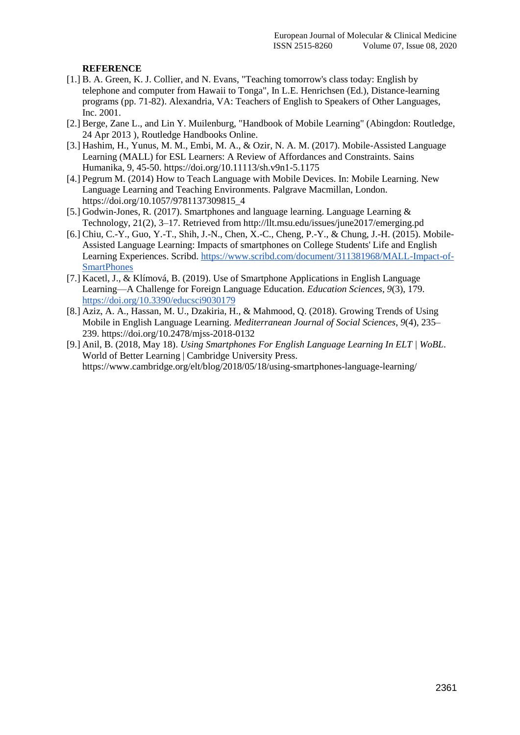**REFERENCE**

[1.] B. A. Green, K. J. Collier, and N. Evans, "Teaching tomorrow's class today: English by telephone and computer from Hawaii to Tonga", In L.E. Henrichsen (Ed.), Distance-learning programs (pp. 71-82). Alexandria, VA: Teachers of English to Speakers of Other Languages, Inc. 2001.

[2.] Berge, Zane L., and Lin Y. Muilenburg, "Handbook of Mobile Learning" (Abingdon: Routledge, 24 Apr 2013 ), Routledge Handbooks Online.

[3.] Hashim, H., Yunus, M. M., Embi, M. A., & Ozir, N. A. M. (2017). Mobile-Assisted Language Learning (MALL) for ESL Learners: A Review of Affordances and Constraints. Sains Humanika, 9, 45-50. https://doi.org/10.11113/sh.v9n1-5.1175

[4.] Pegrum M. (2014) How to Teach Language with Mobile Devices. In: Mobile Learning. New Language Learning and Teaching Environments. Palgrave Macmillan, London. https://doi.org/10.1057/9781137309815_4

[5.] Godwin-Jones, R. (2017). Smartphones and language learning. Language Learning & Technology, 21(2), 3–17. Retrieved from http://llt.msu.edu/issues/june2017/emerging.pd

[6.] Chiu, C.-Y., Guo, Y.-T., Shih, J.-N., Chen, X.-C., Cheng, P.-Y., & Chung, J.-H. (2015). Mobile-Assisted Language Learning: Impacts of smartphones on College Students' Life and English Learning Experiences. Scribd. https://www.scribd.com/document/311381968/MALL-Impact-of-SmartPhones

[7.] Kacetl, J., & Klímová, B. (2019). Use of Smartphone Applications in English Language Learning—A Challenge for Foreign Language Education. *Education Sciences*, *9*(3), 179. https://doi.org/10.3390/educsci9030179

[8.] Aziz, A. A., Hassan, M. U., Dzakiria, H., & Mahmood, Q. (2018). Growing Trends of Using Mobile in English Language Learning. *Mediterranean Journal of Social Sciences*, *9*(4), 235–239. https://doi.org/10.2478/mjss-2018-0132

[9.] Anil, B. (2018, May 18). *Using Smartphones For English Language Learning In ELT | WoBL*. World of Better Learning | Cambridge University Press. https://www.cambridge.org/elt/blog/2018/05/18/using-smartphones-language-learning/